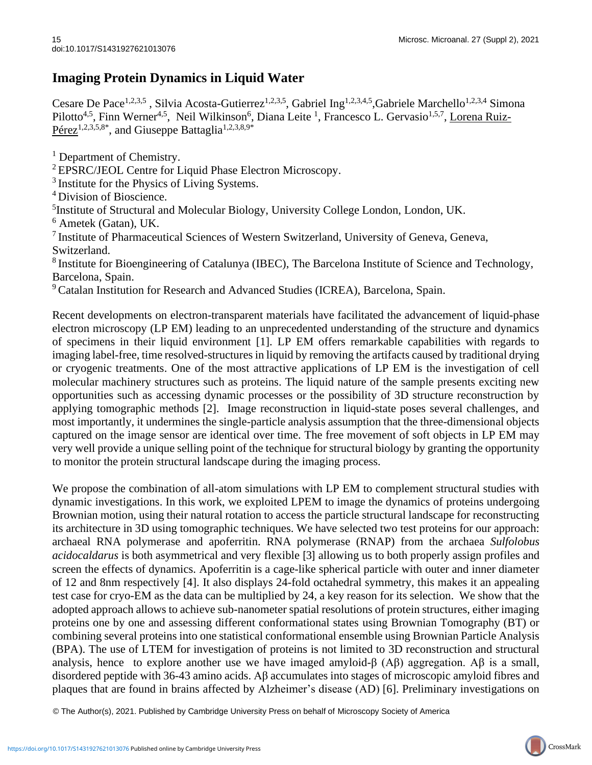# Imaging Protein Dynamics in Liquid Water

Cesare De Pace[1,2,3,5] , Silvia Acosta-Gutierrez[1,2,3,5], Gabriel Ing[1,2,3,4,5],Gabriele Marchello[1,2,3,4] Simona Pilotto[4,5], Finn Werner[4,5], Neil Wilkinson[6], Diana Leite [1], Francesco L. Gervasio[1,5,7], Lorena Ruiz-Pérez[1,2,3,5,8*], and Giuseppe Battaglia[1,2,3,8,9*]

[1] Department of Chemistry.
[2] EPSRC/JEOL Centre for Liquid Phase Electron Microscopy.
[3] Institute for the Physics of Living Systems.
[4] Division of Bioscience.
[5] Institute of Structural and Molecular Biology, University College London, London, UK.
[6] Ametek (Gatan), UK.
[7] Institute of Pharmaceutical Sciences of Western Switzerland, University of Geneva, Geneva, Switzerland.
[8] Institute for Bioengineering of Catalunya (IBEC), The Barcelona Institute of Science and Technology, Barcelona, Spain.
[9] Catalan Institution for Research and Advanced Studies (ICREA), Barcelona, Spain.

Recent developments on electron-transparent materials have facilitated the advancement of liquid-phase electron microscopy (LP EM) leading to an unprecedented understanding of the structure and dynamics of specimens in their liquid environment [1]. LP EM offers remarkable capabilities with regards to imaging label-free, time resolved-structures in liquid by removing the artifacts caused by traditional drying or cryogenic treatments. One of the most attractive applications of LP EM is the investigation of cell molecular machinery structures such as proteins. The liquid nature of the sample presents exciting new opportunities such as accessing dynamic processes or the possibility of 3D structure reconstruction by applying tomographic methods [2]. Image reconstruction in liquid-state poses several challenges, and most importantly, it undermines the single-particle analysis assumption that the three-dimensional objects captured on the image sensor are identical over time. The free movement of soft objects in LP EM may very well provide a unique selling point of the technique for structural biology by granting the opportunity to monitor the protein structural landscape during the imaging process.

We propose the combination of all-atom simulations with LP EM to complement structural studies with dynamic investigations. In this work, we exploited LPEM to image the dynamics of proteins undergoing Brownian motion, using their natural rotation to access the particle structural landscape for reconstructing its architecture in 3D using tomographic techniques. We have selected two test proteins for our approach: archaeal RNA polymerase and apoferritin. RNA polymerase (RNAP) from the archaea *Sulfolobus acidocaldarus* is both asymmetrical and very flexible [3] allowing us to both properly assign profiles and screen the effects of dynamics. Apoferritin is a cage-like spherical particle with outer and inner diameter of 12 and 8nm respectively [4]. It also displays 24-fold octahedral symmetry, this makes it an appealing test case for cryo-EM as the data can be multiplied by 24, a key reason for its selection. We show that the adopted approach allows to achieve sub-nanometer spatial resolutions of protein structures, either imaging proteins one by one and assessing different conformational states using Brownian Tomography (BT) or combining several proteins into one statistical conformational ensemble using Brownian Particle Analysis (BPA). The use of LTEM for investigation of proteins is not limited to 3D reconstruction and structural analysis, hence to explore another use we have imaged amyloid-β (Aβ) aggregation. Aβ is a small, disordered peptide with 36-43 amino acids. Aβ accumulates into stages of microscopic amyloid fibres and plaques that are found in brains affected by Alzheimer's disease (AD) [6]. Preliminary investigations on

© The Author(s), 2021. Published by Cambridge University Press on behalf of Microscopy Society of America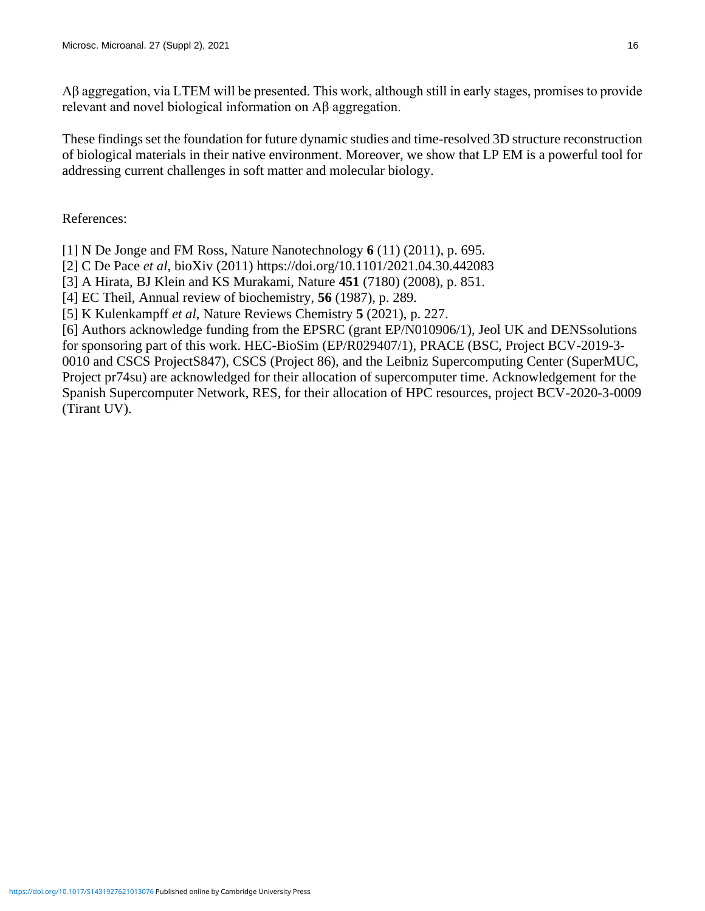Aβ aggregation, via LTEM will be presented. This work, although still in early stages, promises to provide relevant and novel biological information on Aβ aggregation.

These findings set the foundation for future dynamic studies and time-resolved 3D structure reconstruction of biological materials in their native environment. Moreover, we show that LP EM is a powerful tool for addressing current challenges in soft matter and molecular biology.

References:

[1] N De Jonge and FM Ross, Nature Nanotechnology **6** (11) (2011), p. 695.
[2] C De Pace *et al*, bioXiv (2011) https://doi.org/10.1101/2021.04.30.442083
[3] A Hirata, BJ Klein and KS Murakami, Nature **451** (7180) (2008), p. 851.
[4] EC Theil, Annual review of biochemistry, **56** (1987), p. 289.
[5] K Kulenkampff *et al*, Nature Reviews Chemistry **5** (2021), p. 227.
[6] Authors acknowledge funding from the EPSRC (grant EP/N010906/1), Jeol UK and DENSsolutions for sponsoring part of this work. HEC-BioSim (EP/R029407/1), PRACE (BSC, Project BCV-2019-3-0010 and CSCS ProjectS847), CSCS (Project 86), and the Leibniz Supercomputing Center (SuperMUC, Project pr74su) are acknowledged for their allocation of supercomputer time. Acknowledgement for the Spanish Supercomputer Network, RES, for their allocation of HPC resources, project BCV-2020-3-0009 (Tirant UV).